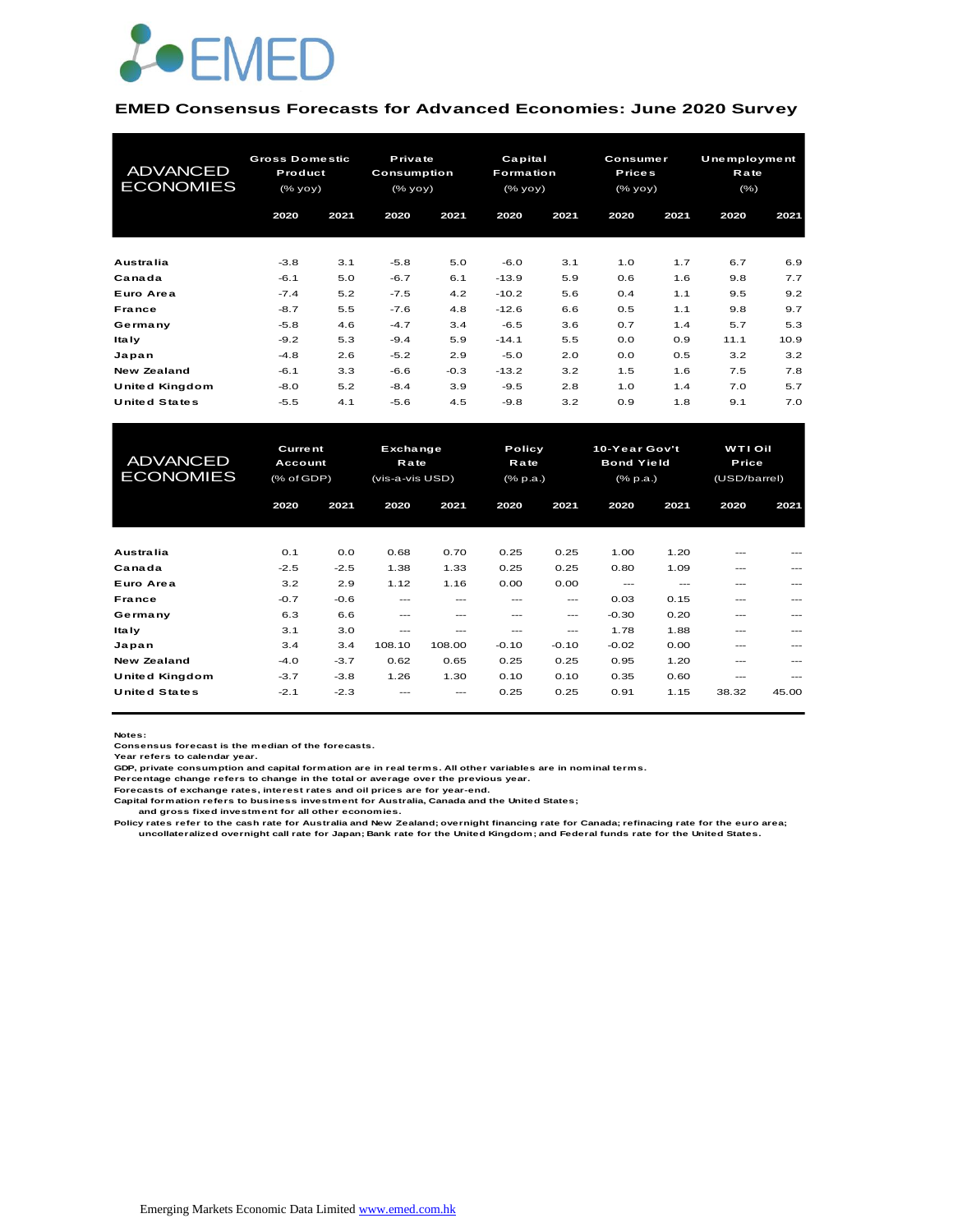EMED

## EMED Consensus Forecasts for Advanced Economies: June 2020 Survey

| ADVANCED ECONOMIES | Gross Domestic Product (% yoy) | | Private Consumption (% yoy) | | Capital Formation (% yoy) | | Consumer Prices (% yoy) | | Unemployment Rate (%) | |
|---|---|---|---|---|---|---|---|---|---|---|
| | 2020 | 2021 | 2020 | 2021 | 2020 | 2021 | 2020 | 2021 | 2020 | 2021 |
| Australia | -3.8 | 3.1 | -5.8 | 5.0 | -6.0 | 3.1 | 1.0 | 1.7 | 6.7 | 6.9 |
| Canada | -6.1 | 5.0 | -6.7 | 6.1 | -13.9 | 5.9 | 0.6 | 1.6 | 9.8 | 7.7 |
| Euro Area | -7.4 | 5.2 | -7.5 | 4.2 | -10.2 | 5.6 | 0.4 | 1.1 | 9.5 | 9.2 |
| France | -8.7 | 5.5 | -7.6 | 4.8 | -12.6 | 6.6 | 0.5 | 1.1 | 9.8 | 9.7 |
| Germany | -5.8 | 4.6 | -4.7 | 3.4 | -6.5 | 3.6 | 0.7 | 1.4 | 5.7 | 5.3 |
| Italy | -9.2 | 5.3 | -9.4 | 5.9 | -14.1 | 5.5 | 0.0 | 0.9 | 11.1 | 10.9 |
| Japan | -4.8 | 2.6 | -5.2 | 2.9 | -5.0 | 2.0 | 0.0 | 0.5 | 3.2 | 3.2 |
| New Zealand | -6.1 | 3.3 | -6.6 | -0.3 | -13.2 | 3.2 | 1.5 | 1.6 | 7.5 | 7.8 |
| United Kingdom | -8.0 | 5.2 | -8.4 | 3.9 | -9.5 | 2.8 | 1.0 | 1.4 | 7.0 | 5.7 |
| United States | -5.5 | 4.1 | -5.6 | 4.5 | -9.8 | 3.2 | 0.9 | 1.8 | 9.1 | 7.0 |

| ADVANCED ECONOMIES | Current Account (% of GDP) | | Exchange Rate (vis-a-vis USD) | | Policy Rate (% p.a.) | | 10-Year Gov't Bond Yield (% p.a.) | | WTI Oil Price (USD/barrel) | |
|---|---|---|---|---|---|---|---|---|---|---|
| | 2020 | 2021 | 2020 | 2021 | 2020 | 2021 | 2020 | 2021 | 2020 | 2021 |
| Australia | 0.1 | 0.0 | 0.68 | 0.70 | 0.25 | 0.25 | 1.00 | 1.20 | --- | --- |
| Canada | -2.5 | -2.5 | 1.38 | 1.33 | 0.25 | 0.25 | 0.80 | 1.09 | --- | --- |
| Euro Area | 3.2 | 2.9 | 1.12 | 1.16 | 0.00 | 0.00 | --- | --- | --- | --- |
| France | -0.7 | -0.6 | --- | --- | --- | --- | 0.03 | 0.15 | --- | --- |
| Germany | 6.3 | 6.6 | --- | --- | --- | --- | -0.30 | 0.20 | --- | --- |
| Italy | 3.1 | 3.0 | --- | --- | --- | --- | 1.78 | 1.88 | --- | --- |
| Japan | 3.4 | 3.4 | 108.10 | 108.00 | -0.10 | -0.10 | -0.02 | 0.00 | --- | --- |
| New Zealand | -4.0 | -3.7 | 0.62 | 0.65 | 0.25 | 0.25 | 0.95 | 1.20 | --- | --- |
| United Kingdom | -3.7 | -3.8 | 1.26 | 1.30 | 0.10 | 0.10 | 0.35 | 0.60 | --- | --- |
| United States | -2.1 | -2.3 | --- | --- | 0.25 | 0.25 | 0.91 | 1.15 | 38.32 | 45.00 |

Notes:
Consensus forecast is the median of the forecasts.
Year refers to calendar year.
GDP, private consumption and capital formation are in real terms. All other variables are in nominal terms.
Percentage change refers to change in the total or average over the previous year.
Forecasts of exchange rates, interest rates and oil prices are for year-end.
Capital formation refers to business investment for Australia, Canada and the United States;
    and gross fixed investment for all other economies.
Policy rates refer to the cash rate for Australia and New Zealand; overnight financing rate for Canada; refinacing rate for the euro area;
    uncollateralized overnight call rate for Japan; Bank rate for the United Kingdom; and Federal funds rate for the United States.

Emerging Markets Economic Data Limited www.emed.com.hk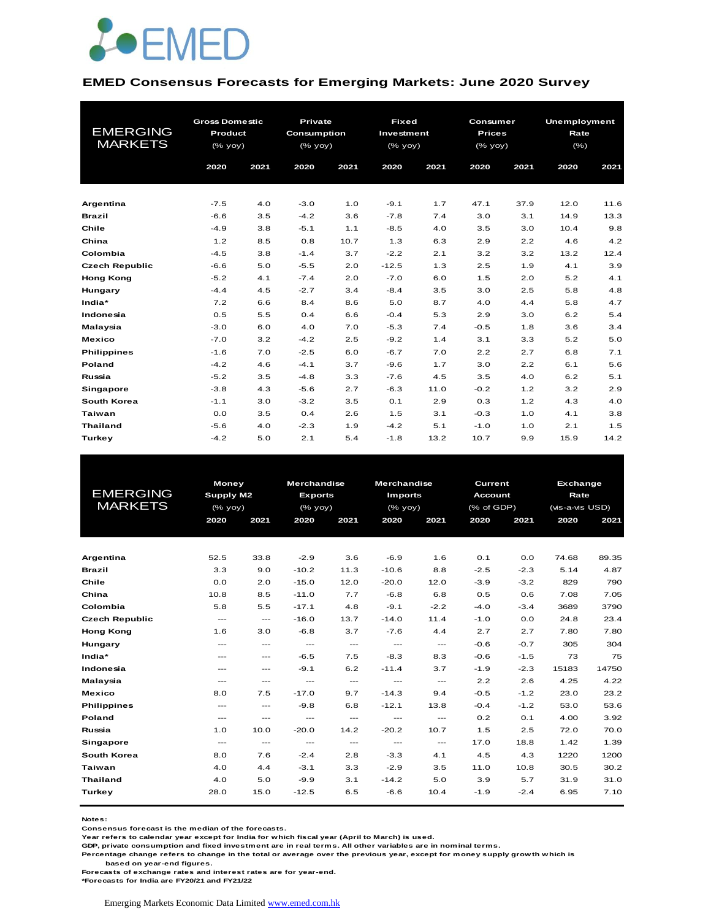# EMED Consensus Forecasts for Emerging Markets: June 2020 Survey

| EMERGING MARKETS | Gross Domestic Product (% yoy) | | Private Consumption (% yoy) | | Fixed Investment (% yoy) | | Consumer Prices (% yoy) | | Unemployment Rate (%) | |
|---|---|---|---|---|---|---|---|---|---|---|
| | 2020 | 2021 | 2020 | 2021 | 2020 | 2021 | 2020 | 2021 | 2020 | 2021 |
| **Argentina** | -7.5 | 4.0 | -3.0 | 1.0 | -9.1 | 1.7 | 47.1 | 37.9 | 12.0 | 11.6 |
| **Brazil** | -6.6 | 3.5 | -4.2 | 3.6 | -7.8 | 7.4 | 3.0 | 3.1 | 14.9 | 13.3 |
| **Chile** | -4.9 | 3.8 | -5.1 | 1.1 | -8.5 | 4.0 | 3.5 | 3.0 | 10.4 | 9.8 |
| **China** | 1.2 | 8.5 | 0.8 | 10.7 | 1.3 | 6.3 | 2.9 | 2.2 | 4.6 | 4.2 |
| **Colombia** | -4.5 | 3.8 | -1.4 | 3.7 | -2.2 | 2.1 | 3.2 | 3.2 | 13.2 | 12.4 |
| **Czech Republic** | -6.6 | 5.0 | -5.5 | 2.0 | -12.5 | 1.3 | 2.5 | 1.9 | 4.1 | 3.9 |
| **Hong Kong** | -5.2 | 4.1 | -7.4 | 2.0 | -7.0 | 6.0 | 1.5 | 2.0 | 5.2 | 4.1 |
| **Hungary** | -4.4 | 4.5 | -2.7 | 3.4 | -8.4 | 3.5 | 3.0 | 2.5 | 5.8 | 4.8 |
| **India*** | 7.2 | 6.6 | 8.4 | 8.6 | 5.0 | 8.7 | 4.0 | 4.4 | 5.8 | 4.7 |
| **Indonesia** | 0.5 | 5.5 | 0.4 | 6.6 | -0.4 | 5.3 | 2.9 | 3.0 | 6.2 | 5.4 |
| **Malaysia** | -3.0 | 6.0 | 4.0 | 7.0 | -5.3 | 7.4 | -0.5 | 1.8 | 3.6 | 3.4 |
| **Mexico** | -7.0 | 3.2 | -4.2 | 2.5 | -9.2 | 1.4 | 3.1 | 3.3 | 5.2 | 5.0 |
| **Philippines** | -1.6 | 7.0 | -2.5 | 6.0 | -6.7 | 7.0 | 2.2 | 2.7 | 6.8 | 7.1 |
| **Poland** | -4.2 | 4.6 | -4.1 | 3.7 | -9.6 | 1.7 | 3.0 | 2.2 | 6.1 | 5.6 |
| **Russia** | -5.2 | 3.5 | -4.8 | 3.3 | -7.6 | 4.5 | 3.5 | 4.0 | 6.2 | 5.1 |
| **Singapore** | -3.8 | 4.3 | -5.6 | 2.7 | -6.3 | 11.0 | -0.2 | 1.2 | 3.2 | 2.9 |
| **South Korea** | -1.1 | 3.0 | -3.2 | 3.5 | 0.1 | 2.9 | 0.3 | 1.2 | 4.3 | 4.0 |
| **Taiwan** | 0.0 | 3.5 | 0.4 | 2.6 | 1.5 | 3.1 | -0.3 | 1.0 | 4.1 | 3.8 |
| **Thailand** | -5.6 | 4.0 | -2.3 | 1.9 | -4.2 | 5.1 | -1.0 | 1.0 | 2.1 | 1.5 |
| **Turkey** | -4.2 | 5.0 | 2.1 | 5.4 | -1.8 | 13.2 | 10.7 | 9.9 | 15.9 | 14.2 |

| EMERGING MARKETS | Money Supply M2 (% yoy) | | Merchandise Exports (% yoy) | | Merchandise Imports (% yoy) | | Current Account (% of GDP) | | Exchange Rate (vis-a-vis USD) | |
|---|---|---|---|---|---|---|---|---|---|---|
| | 2020 | 2021 | 2020 | 2021 | 2020 | 2021 | 2020 | 2021 | 2020 | 2021 |
| **Argentina** | 52.5 | 33.8 | -2.9 | 3.6 | -6.9 | 1.6 | 0.1 | 0.0 | 74.68 | 89.35 |
| **Brazil** | 3.3 | 9.0 | -10.2 | 11.3 | -10.6 | 8.8 | -2.5 | -2.3 | 5.14 | 4.87 |
| **Chile** | 0.0 | 2.0 | -15.0 | 12.0 | -20.0 | 12.0 | -3.9 | -3.2 | 829 | 790 |
| **China** | 10.8 | 8.5 | -11.0 | 7.7 | -6.8 | 6.8 | 0.5 | 0.6 | 7.08 | 7.05 |
| **Colombia** | 5.8 | 5.5 | -17.1 | 4.8 | -9.1 | -2.2 | -4.0 | -3.4 | 3689 | 3790 |
| **Czech Republic** | --- | --- | -16.0 | 13.7 | -14.0 | 11.4 | -1.0 | 0.0 | 24.8 | 23.4 |
| **Hong Kong** | 1.6 | 3.0 | -6.8 | 3.7 | -7.6 | 4.4 | 2.7 | 2.7 | 7.80 | 7.80 |
| **Hungary** | --- | --- | --- | --- | --- | --- | -0.6 | -0.7 | 305 | 304 |
| **India*** | --- | --- | -6.5 | 7.5 | -8.3 | 8.3 | -0.6 | -1.5 | 73 | 75 |
| **Indonesia** | --- | --- | -9.1 | 6.2 | -11.4 | 3.7 | -1.9 | -2.3 | 15183 | 14750 |
| **Malaysia** | --- | --- | --- | --- | --- | --- | 2.2 | 2.6 | 4.25 | 4.22 |
| **Mexico** | 8.0 | 7.5 | -17.0 | 9.7 | -14.3 | 9.4 | -0.5 | -1.2 | 23.0 | 23.2 |
| **Philippines** | --- | --- | -9.8 | 6.8 | -12.1 | 13.8 | -0.4 | -1.2 | 53.0 | 53.6 |
| **Poland** | --- | --- | --- | --- | --- | --- | 0.2 | 0.1 | 4.00 | 3.92 |
| **Russia** | 1.0 | 10.0 | -20.0 | 14.2 | -20.2 | 10.7 | 1.5 | 2.5 | 72.0 | 70.0 |
| **Singapore** | --- | --- | --- | --- | --- | --- | 17.0 | 18.8 | 1.42 | 1.39 |
| **South Korea** | 8.0 | 7.6 | -2.4 | 2.8 | -3.3 | 4.1 | 4.5 | 4.3 | 1220 | 1200 |
| **Taiwan** | 4.0 | 4.4 | -3.1 | 3.3 | -2.9 | 3.5 | 11.0 | 10.8 | 30.5 | 30.2 |
| **Thailand** | 4.0 | 5.0 | -9.9 | 3.1 | -14.2 | 5.0 | 3.9 | 5.7 | 31.9 | 31.0 |
| **Turkey** | 28.0 | 15.0 | -12.5 | 6.5 | -6.6 | 10.4 | -1.9 | -2.4 | 6.95 | 7.10 |

**Notes:**
**Consensus forecast is the median of the forecasts.**
**Year refers to calendar year except for India for which fiscal year (April to March) is used.**
**GDP, private consumption and fixed investment are in real terms. All other variables are in nominal terms.**
**Percentage change refers to change in the total or average over the previous year, except for money supply growth which is based on year-end figures.**
**Forecasts of exchange rates and interest rates are for year-end.**
***Forecasts for India are FY20/21 and FY21/22**

Emerging Markets Economic Data Limited [www.emed.com.hk](www.emed.com.hk)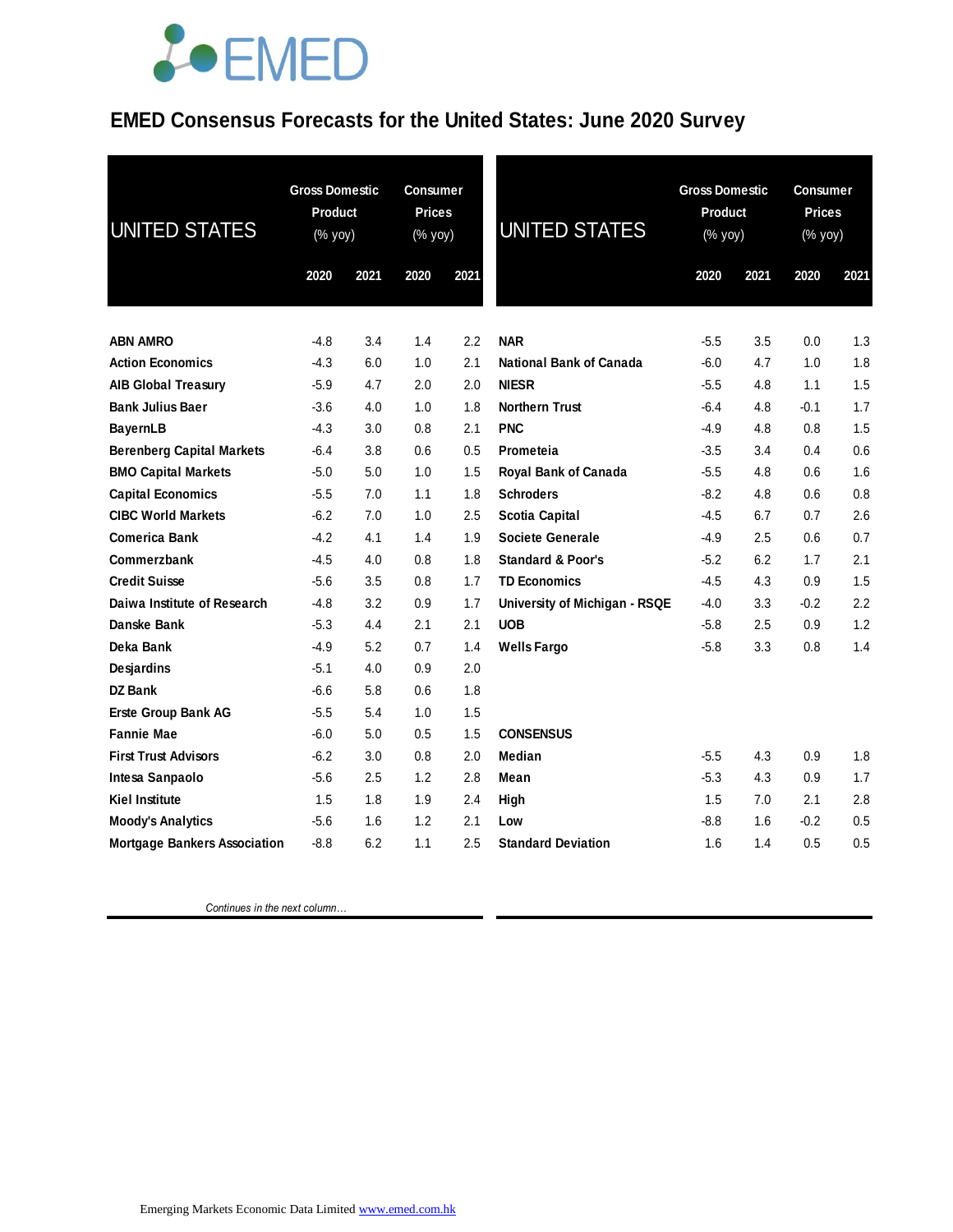EMED

# EMED Consensus Forecasts for the United States: June 2020 Survey

| UNITED STATES | Gross Domestic Product (% yoy) | | Consumer Prices (% yoy) | |
|---|---|---|---|---|
| | 2020 | 2021 | 2020 | 2021 |
| **ABN AMRO** | -4.8 | 3.4 | 1.4 | 2.2 |
| **Action Economics** | -4.3 | 6.0 | 1.0 | 2.1 |
| **AIB Global Treasury** | -5.9 | 4.7 | 2.0 | 2.0 |
| **Bank Julius Baer** | -3.6 | 4.0 | 1.0 | 1.8 |
| **BayernLB** | -4.3 | 3.0 | 0.8 | 2.1 |
| **Berenberg Capital Markets** | -6.4 | 3.8 | 0.6 | 0.5 |
| **BMO Capital Markets** | -5.0 | 5.0 | 1.0 | 1.5 |
| **Capital Economics** | -5.5 | 7.0 | 1.1 | 1.8 |
| **CIBC World Markets** | -6.2 | 7.0 | 1.0 | 2.5 |
| **Comerica Bank** | -4.2 | 4.1 | 1.4 | 1.9 |
| **Commerzbank** | -4.5 | 4.0 | 0.8 | 1.8 |
| **Credit Suisse** | -5.6 | 3.5 | 0.8 | 1.7 |
| **Daiwa Institute of Research** | -4.8 | 3.2 | 0.9 | 1.7 |
| **Danske Bank** | -5.3 | 4.4 | 2.1 | 2.1 |
| **Deka Bank** | -4.9 | 5.2 | 0.7 | 1.4 |
| **Desjardins** | -5.1 | 4.0 | 0.9 | 2.0 |
| **DZ Bank** | -6.6 | 5.8 | 0.6 | 1.8 |
| **Erste Group Bank AG** | -5.5 | 5.4 | 1.0 | 1.5 |
| **Fannie Mae** | -6.0 | 5.0 | 0.5 | 1.5 |
| **First Trust Advisors** | -6.2 | 3.0 | 0.8 | 2.0 |
| **Intesa Sanpaolo** | -5.6 | 2.5 | 1.2 | 2.8 |
| **Kiel Institute** | 1.5 | 1.8 | 1.9 | 2.4 |
| **Moody's Analytics** | -5.6 | 1.6 | 1.2 | 2.1 |
| **Mortgage Bankers Association** | -8.8 | 6.2 | 1.1 | 2.5 |
| **NAR** | -5.5 | 3.5 | 0.0 | 1.3 |
| **National Bank of Canada** | -6.0 | 4.7 | 1.0 | 1.8 |
| **NIESR** | -5.5 | 4.8 | 1.1 | 1.5 |
| **Northern Trust** | -6.4 | 4.8 | -0.1 | 1.7 |
| **PNC** | -4.9 | 4.8 | 0.8 | 1.5 |
| **Prometeia** | -3.5 | 3.4 | 0.4 | 0.6 |
| **Royal Bank of Canada** | -5.5 | 4.8 | 0.6 | 1.6 |
| **Schroders** | -8.2 | 4.8 | 0.6 | 0.8 |
| **Scotia Capital** | -4.5 | 6.7 | 0.7 | 2.6 |
| **Societe Generale** | -4.9 | 2.5 | 0.6 | 0.7 |
| **Standard & Poor's** | -5.2 | 6.2 | 1.7 | 2.1 |
| **TD Economics** | -4.5 | 4.3 | 0.9 | 1.5 |
| **University of Michigan - RSQE** | -4.0 | 3.3 | -0.2 | 2.2 |
| **UOB** | -5.8 | 2.5 | 0.9 | 1.2 |
| **Wells Fargo** | -5.8 | 3.3 | 0.8 | 1.4 |
| **CONSENSUS** | | | | |
| **Median** | -5.5 | 4.3 | 0.9 | 1.8 |
| **Mean** | -5.3 | 4.3 | 0.9 | 1.7 |
| **High** | 1.5 | 7.0 | 2.1 | 2.8 |
| **Low** | -8.8 | 1.6 | -0.2 | 0.5 |
| **Standard Deviation** | 1.6 | 1.4 | 0.5 | 0.5 |

*Continues in the next column…*

Emerging Markets Economic Data Limited [www.emed.com.hk](http://www.emed.com.hk)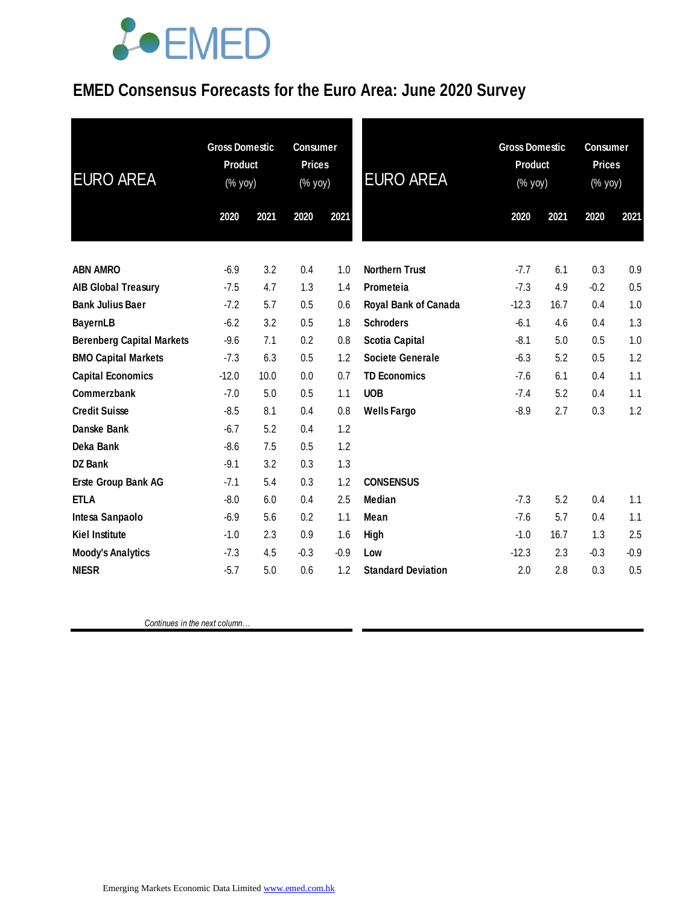# EMED Consensus Forecasts for the Euro Area: June 2020 Survey

| EURO AREA | Gross Domestic Product (% yoy) | | Consumer Prices (% yoy) | |
|---|---|---|---|---|
| | 2020 | 2021 | 2020 | 2021 |
| ABN AMRO | -6.9 | 3.2 | 0.4 | 1.0 |
| AIB Global Treasury | -7.5 | 4.7 | 1.3 | 1.4 |
| Bank Julius Baer | -7.2 | 5.7 | 0.5 | 0.6 |
| BayernLB | -6.2 | 3.2 | 0.5 | 1.8 |
| Berenberg Capital Markets | -9.6 | 7.1 | 0.2 | 0.8 |
| BMO Capital Markets | -7.3 | 6.3 | 0.5 | 1.2 |
| Capital Economics | -12.0 | 10.0 | 0.0 | 0.7 |
| Commerzbank | -7.0 | 5.0 | 0.5 | 1.1 |
| Credit Suisse | -8.5 | 8.1 | 0.4 | 0.8 |
| Danske Bank | -6.7 | 5.2 | 0.4 | 1.2 |
| Deka Bank | -8.6 | 7.5 | 0.5 | 1.2 |
| DZ Bank | -9.1 | 3.2 | 0.3 | 1.3 |
| Erste Group Bank AG | -7.1 | 5.4 | 0.3 | 1.2 |
| ETLA | -8.0 | 6.0 | 0.4 | 2.5 |
| Intesa Sanpaolo | -6.9 | 5.6 | 0.2 | 1.1 |
| Kiel Institute | -1.0 | 2.3 | 0.9 | 1.6 |
| Moody's Analytics | -7.3 | 4.5 | -0.3 | -0.9 |
| NIESR | -5.7 | 5.0 | 0.6 | 1.2 |
| Northern Trust | -7.7 | 6.1 | 0.3 | 0.9 |
| Prometeia | -7.3 | 4.9 | -0.2 | 0.5 |
| Royal Bank of Canada | -12.3 | 16.7 | 0.4 | 1.0 |
| Schroders | -6.1 | 4.6 | 0.4 | 1.3 |
| Scotia Capital | -8.1 | 5.0 | 0.5 | 1.0 |
| Societe Generale | -6.3 | 5.2 | 0.5 | 1.2 |
| TD Economics | -7.6 | 6.1 | 0.4 | 1.1 |
| UOB | -7.4 | 5.2 | 0.4 | 1.1 |
| Wells Fargo | -8.9 | 2.7 | 0.3 | 1.2 |
| **CONSENSUS** | | | | |
| Median | -7.3 | 5.2 | 0.4 | 1.1 |
| Mean | -7.6 | 5.7 | 0.4 | 1.1 |
| High | -1.0 | 16.7 | 1.3 | 2.5 |
| Low | -12.3 | 2.3 | -0.3 | -0.9 |
| Standard Deviation | 2.0 | 2.8 | 0.3 | 0.5 |

*Continues in the next column…*

Emerging Markets Economic Data Limited www.emed.com.hk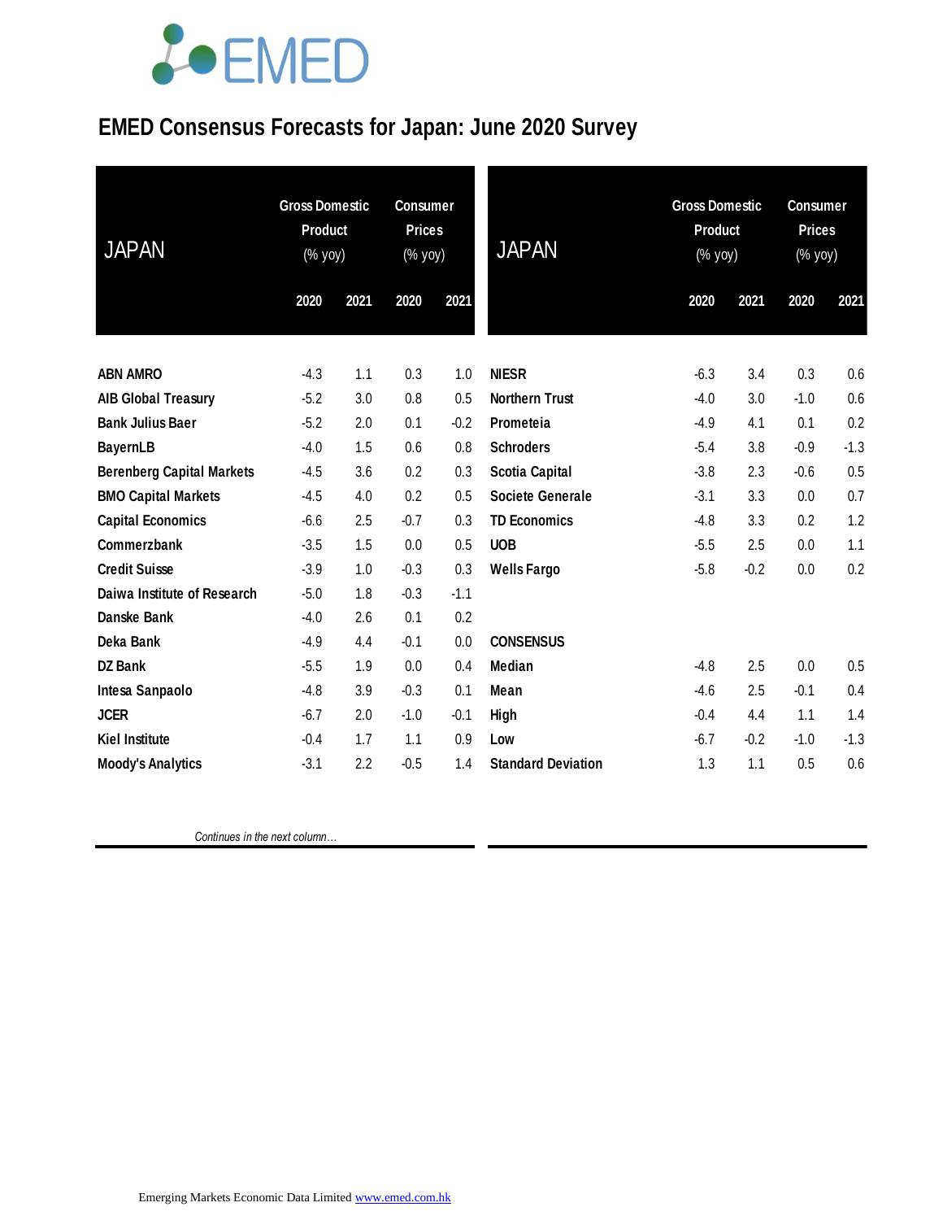# EMED Consensus Forecasts for Japan: June 2020 Survey

| JAPAN | Gross Domestic Product (% yoy) | | Consumer Prices (% yoy) | |
|---|---|---|---|---|
| | 2020 | 2021 | 2020 | 2021 |
| **ABN AMRO** | -4.3 | 1.1 | 0.3 | 1.0 |
| **AIB Global Treasury** | -5.2 | 3.0 | 0.8 | 0.5 |
| **Bank Julius Baer** | -5.2 | 2.0 | 0.1 | -0.2 |
| **BayernLB** | -4.0 | 1.5 | 0.6 | 0.8 |
| **Berenberg Capital Markets** | -4.5 | 3.6 | 0.2 | 0.3 |
| **BMO Capital Markets** | -4.5 | 4.0 | 0.2 | 0.5 |
| **Capital Economics** | -6.6 | 2.5 | -0.7 | 0.3 |
| **Commerzbank** | -3.5 | 1.5 | 0.0 | 0.5 |
| **Credit Suisse** | -3.9 | 1.0 | -0.3 | 0.3 |
| **Daiwa Institute of Research** | -5.0 | 1.8 | -0.3 | -1.1 |
| **Danske Bank** | -4.0 | 2.6 | 0.1 | 0.2 |
| **Deka Bank** | -4.9 | 4.4 | -0.1 | 0.0 |
| **DZ Bank** | -5.5 | 1.9 | 0.0 | 0.4 |
| **Intesa Sanpaolo** | -4.8 | 3.9 | -0.3 | 0.1 |
| **JCER** | -6.7 | 2.0 | -1.0 | -0.1 |
| **Kiel Institute** | -0.4 | 1.7 | 1.1 | 0.9 |
| **Moody's Analytics** | -3.1 | 2.2 | -0.5 | 1.4 |
| **NIESR** | -6.3 | 3.4 | 0.3 | 0.6 |
| **Northern Trust** | -4.0 | 3.0 | -1.0 | 0.6 |
| **Prometeia** | -4.9 | 4.1 | 0.1 | 0.2 |
| **Schroders** | -5.4 | 3.8 | -0.9 | -1.3 |
| **Scotia Capital** | -3.8 | 2.3 | -0.6 | 0.5 |
| **Societe Generale** | -3.1 | 3.3 | 0.0 | 0.7 |
| **TD Economics** | -4.8 | 3.3 | 0.2 | 1.2 |
| **UOB** | -5.5 | 2.5 | 0.0 | 1.1 |
| **Wells Fargo** | -5.8 | -0.2 | 0.0 | 0.2 |
| **CONSENSUS** | | | | |
| **Median** | -4.8 | 2.5 | 0.0 | 0.5 |
| **Mean** | -4.6 | 2.5 | -0.1 | 0.4 |
| **High** | -0.4 | 4.4 | 1.1 | 1.4 |
| **Low** | -6.7 | -0.2 | -1.0 | -1.3 |
| **Standard Deviation** | 1.3 | 1.1 | 0.5 | 0.6 |

*Continues in the next column…*

Emerging Markets Economic Data Limited www.emed.com.hk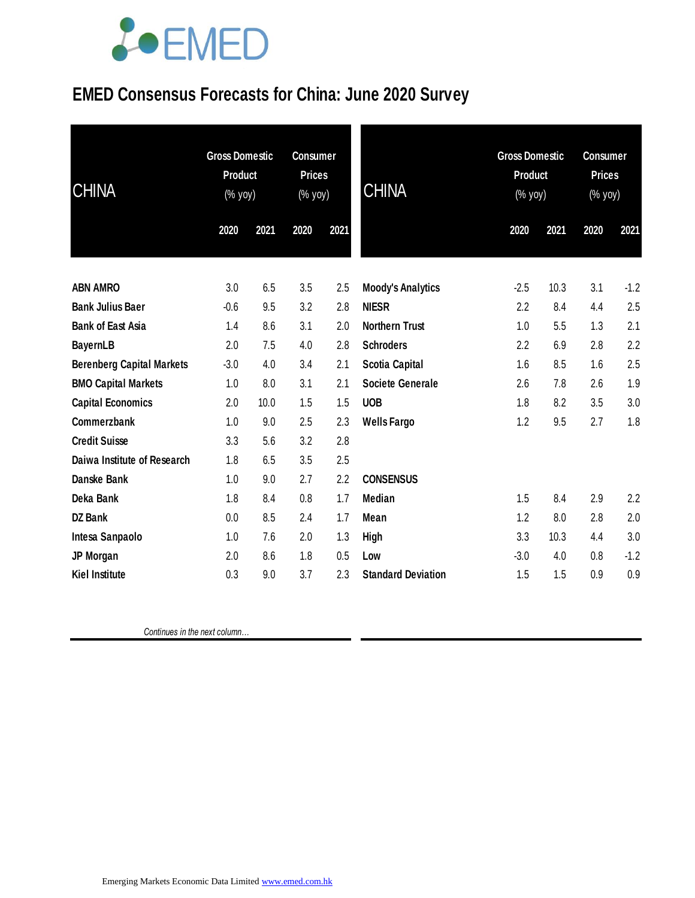# EMED Consensus Forecasts for China: June 2020 Survey

| CHINA | Gross Domestic Product (% yoy) | | Consumer Prices (% yoy) | |
|---|---|---|---|---|
| | 2020 | 2021 | 2020 | 2021 |
| **ABN AMRO** | 3.0 | 6.5 | 3.5 | 2.5 |
| **Bank Julius Baer** | -0.6 | 9.5 | 3.2 | 2.8 |
| **Bank of East Asia** | 1.4 | 8.6 | 3.1 | 2.0 |
| **BayernLB** | 2.0 | 7.5 | 4.0 | 2.8 |
| **Berenberg Capital Markets** | -3.0 | 4.0 | 3.4 | 2.1 |
| **BMO Capital Markets** | 1.0 | 8.0 | 3.1 | 2.1 |
| **Capital Economics** | 2.0 | 10.0 | 1.5 | 1.5 |
| **Commerzbank** | 1.0 | 9.0 | 2.5 | 2.3 |
| **Credit Suisse** | 3.3 | 5.6 | 3.2 | 2.8 |
| **Daiwa Institute of Research** | 1.8 | 6.5 | 3.5 | 2.5 |
| **Danske Bank** | 1.0 | 9.0 | 2.7 | 2.2 |
| **Deka Bank** | 1.8 | 8.4 | 0.8 | 1.7 |
| **DZ Bank** | 0.0 | 8.5 | 2.4 | 1.7 |
| **Intesa Sanpaolo** | 1.0 | 7.6 | 2.0 | 1.3 |
| **JP Morgan** | 2.0 | 8.6 | 1.8 | 0.5 |
| **Kiel Institute** | 0.3 | 9.0 | 3.7 | 2.3 |

*Continues in the next column…*

| CHINA | Gross Domestic Product (% yoy) | | Consumer Prices (% yoy) | |
|---|---|---|---|---|
| | 2020 | 2021 | 2020 | 2021 |
| **Moody's Analytics** | -2.5 | 10.3 | 3.1 | -1.2 |
| **NIESR** | 2.2 | 8.4 | 4.4 | 2.5 |
| **Northern Trust** | 1.0 | 5.5 | 1.3 | 2.1 |
| **Schroders** | 2.2 | 6.9 | 2.8 | 2.2 |
| **Scotia Capital** | 1.6 | 8.5 | 1.6 | 2.5 |
| **Societe Generale** | 2.6 | 7.8 | 2.6 | 1.9 |
| **UOB** | 1.8 | 8.2 | 3.5 | 3.0 |
| **Wells Fargo** | 1.2 | 9.5 | 2.7 | 1.8 |
| | | | | |
| **CONSENSUS** | | | | |
| **Median** | 1.5 | 8.4 | 2.9 | 2.2 |
| **Mean** | 1.2 | 8.0 | 2.8 | 2.0 |
| **High** | 3.3 | 10.3 | 4.4 | 3.0 |
| **Low** | -3.0 | 4.0 | 0.8 | -1.2 |
| **Standard Deviation** | 1.5 | 1.5 | 0.9 | 0.9 |

Emerging Markets Economic Data Limited www.emed.com.hk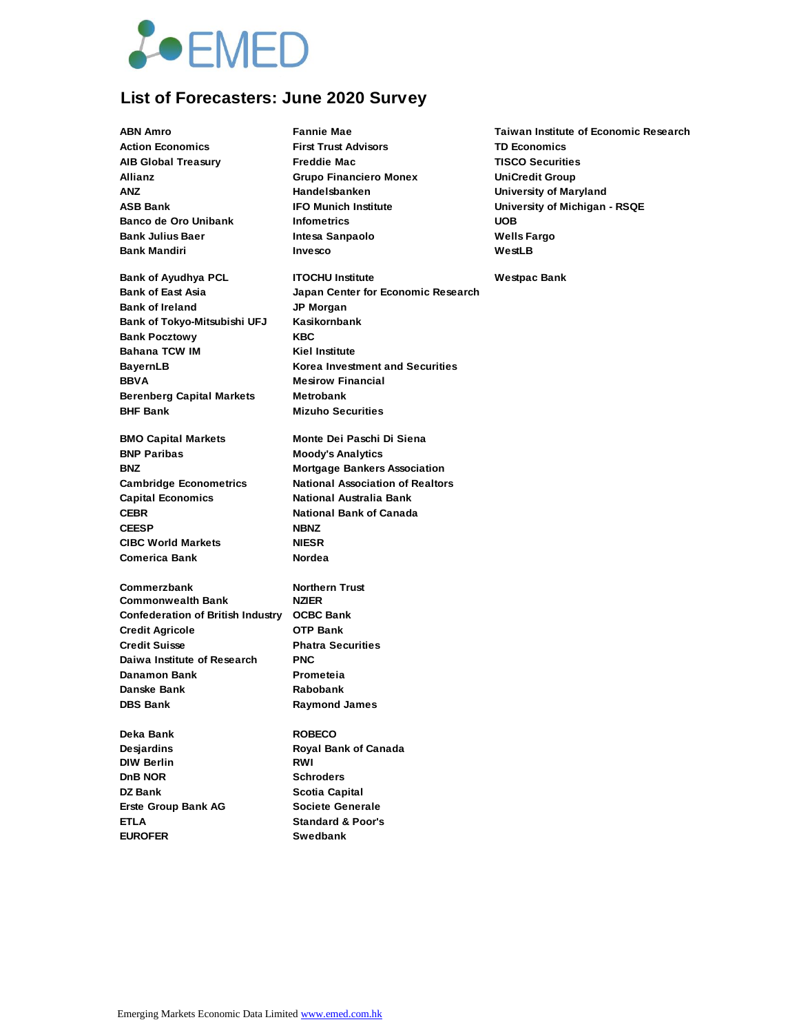# List of Forecasters: June 2020 Survey

ABN Amro
Action Economics
AIB Global Treasury
Allianz
ANZ
ASB Bank
Banco de Oro Unibank
Bank Julius Baer
Bank Mandiri

Bank of Ayudhya PCL
Bank of East Asia
Bank of Ireland
Bank of Tokyo-Mitsubishi UFJ
Bank Pocztowy
Bahana TCW IM
BayernLB
BBVA
Berenberg Capital Markets
BHF Bank

BMO Capital Markets
BNP Paribas
BNZ
Cambridge Econometrics
Capital Economics
CEBR
CEESP
CIBC World Markets
Comerica Bank

Commerzbank
Commonwealth Bank
Confederation of British Industry
Credit Agricole
Credit Suisse
Daiwa Institute of Research
Danamon Bank
Danske Bank
DBS Bank

Deka Bank
Desjardins
DIW Berlin
DnB NOR
DZ Bank
Erste Group Bank AG
ETLA
EUROFER

Fannie Mae
First Trust Advisors
Freddie Mac
Grupo Financiero Monex
Handelsbanken
IFO Munich Institute
Infometrics
Intesa Sanpaolo
Invesco

ITOCHU Institute
Japan Center for Economic Research
JP Morgan
Kasikornbank
KBC
Kiel Institute
Korea Investment and Securities
Mesirow Financial
Metrobank
Mizuho Securities

Monte Dei Paschi Di Siena
Moody's Analytics
Mortgage Bankers Association
National Association of Realtors
National Australia Bank
National Bank of Canada
NBNZ
NIESR
Nordea

Northern Trust
NZIER
OCBC Bank
OTP Bank
Phatra Securities
PNC
Prometeia
Rabobank
Raymond James

ROBECO
Royal Bank of Canada
RWI
Schroders
Scotia Capital
Societe Generale
Standard & Poor's
Swedbank

Taiwan Institute of Economic Research
TD Economics
TISCO Securities
UniCredit Group
University of Maryland
University of Michigan - RSQE
UOB
Wells Fargo
WestLB

Westpac Bank

Emerging Markets Economic Data Limited www.emed.com.hk